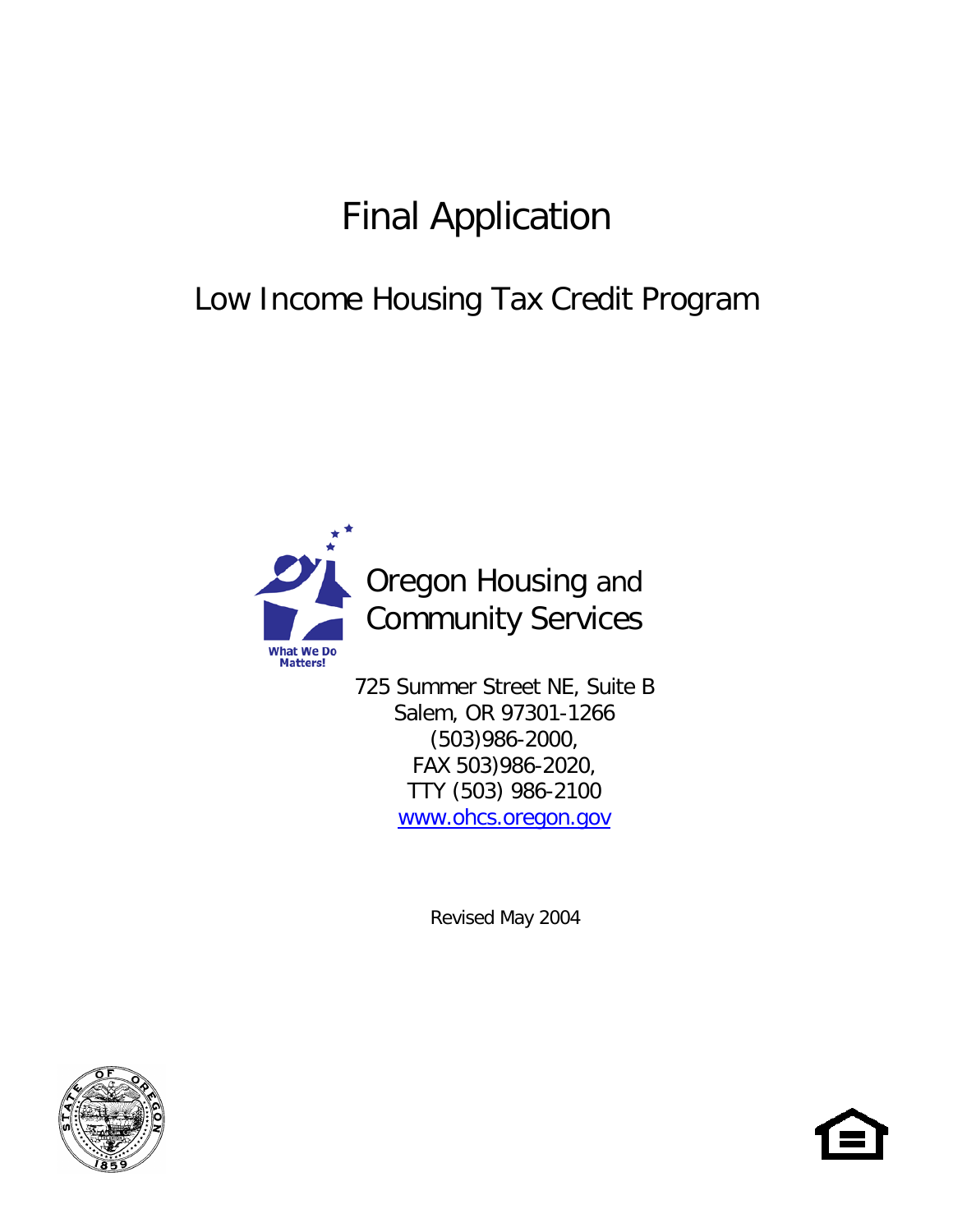# Final Application

## Low Income Housing Tax Credit Program

Oregon Housing and Community Services

What We Do Matters!

725 Summer Street NE, Suite B
Salem, OR 97301-1266
(503)986-2000,
FAX 503)986-2020,
TTY (503) 986-2100
www.ohcs.oregon.gov

Revised May 2004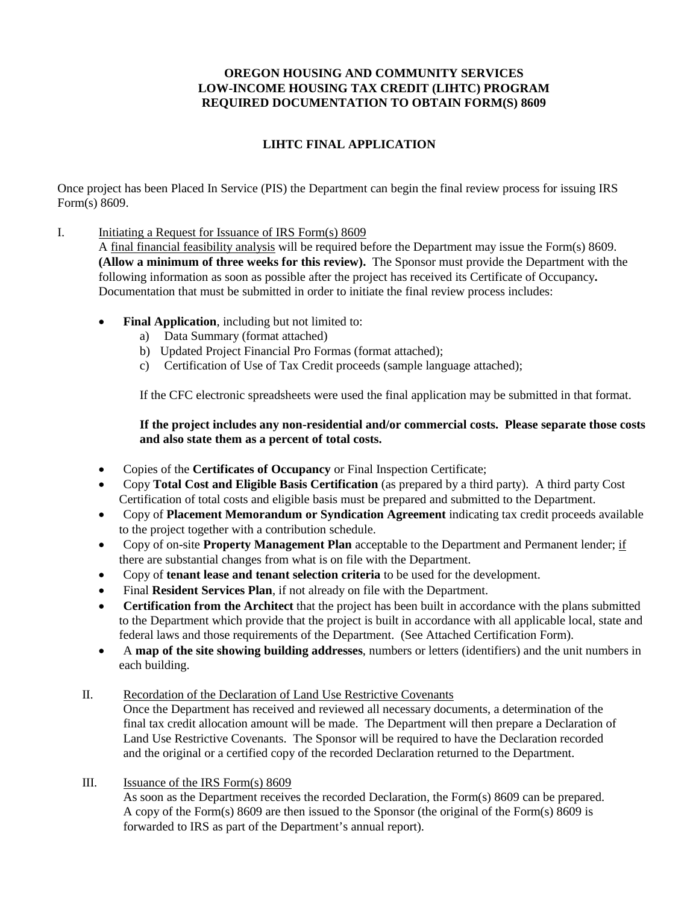**OREGON HOUSING AND COMMUNITY SERVICES**
**LOW-INCOME HOUSING TAX CREDIT (LIHTC) PROGRAM**
**REQUIRED DOCUMENTATION TO OBTAIN FORM(S) 8609**

**LIHTC FINAL APPLICATION**

Once project has been Placed In Service (PIS) the Department can begin the final review process for issuing IRS Form(s) 8609.

I. Initiating a Request for Issuance of IRS Form(s) 8609

A final financial feasibility analysis will be required before the Department may issue the Form(s) 8609. **(Allow a minimum of three weeks for this review).** The Sponsor must provide the Department with the following information as soon as possible after the project has received its Certificate of Occupancy**.** Documentation that must be submitted in order to initiate the final review process includes:

- **Final Application**, including but not limited to:
  a) Data Summary (format attached)
  b) Updated Project Financial Pro Formas (format attached);
  c) Certification of Use of Tax Credit proceeds (sample language attached);

  If the CFC electronic spreadsheets were used the final application may be submitted in that format.

  **If the project includes any non-residential and/or commercial costs. Please separate those costs and also state them as a percent of total costs.**

- Copies of the **Certificates of Occupancy** or Final Inspection Certificate;
- Copy **Total Cost and Eligible Basis Certification** (as prepared by a third party). A third party Cost Certification of total costs and eligible basis must be prepared and submitted to the Department.
- Copy of **Placement Memorandum or Syndication Agreement** indicating tax credit proceeds available to the project together with a contribution schedule.
- Copy of on-site **Property Management Plan** acceptable to the Department and Permanent lender; if there are substantial changes from what is on file with the Department.
- Copy of **tenant lease and tenant selection criteria** to be used for the development.
- Final **Resident Services Plan**, if not already on file with the Department.
- **Certification from the Architect** that the project has been built in accordance with the plans submitted to the Department which provide that the project is built in accordance with all applicable local, state and federal laws and those requirements of the Department. (See Attached Certification Form).
- A **map of the site showing building addresses**, numbers or letters (identifiers) and the unit numbers in each building.

II. Recordation of the Declaration of Land Use Restrictive Covenants

Once the Department has received and reviewed all necessary documents, a determination of the final tax credit allocation amount will be made. The Department will then prepare a Declaration of Land Use Restrictive Covenants. The Sponsor will be required to have the Declaration recorded and the original or a certified copy of the recorded Declaration returned to the Department.

III. Issuance of the IRS Form(s) 8609

As soon as the Department receives the recorded Declaration, the Form(s) 8609 can be prepared. A copy of the Form(s) 8609 are then issued to the Sponsor (the original of the Form(s) 8609 is forwarded to IRS as part of the Department's annual report).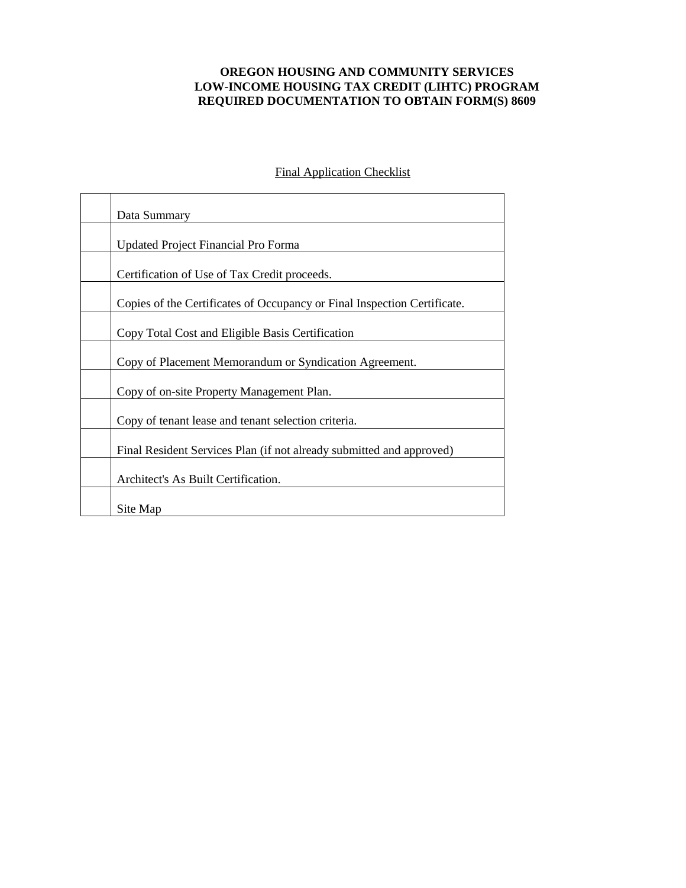**OREGON HOUSING AND COMMUNITY SERVICES**
**LOW-INCOME HOUSING TAX CREDIT (LIHTC) PROGRAM**
**REQUIRED DOCUMENTATION TO OBTAIN FORM(S) 8609**

Final Application Checklist

| | |
|---|---|
| | Data Summary |
| | Updated Project Financial Pro Forma |
| | Certification of Use of Tax Credit proceeds. |
| | Copies of the Certificates of Occupancy or Final Inspection Certificate. |
| | Copy Total Cost and Eligible Basis Certification |
| | Copy of Placement Memorandum or Syndication Agreement. |
| | Copy of on-site Property Management Plan. |
| | Copy of tenant lease and tenant selection criteria. |
| | Final Resident Services Plan (if not already submitted and approved) |
| | Architect's As Built Certification. |
| | Site Map |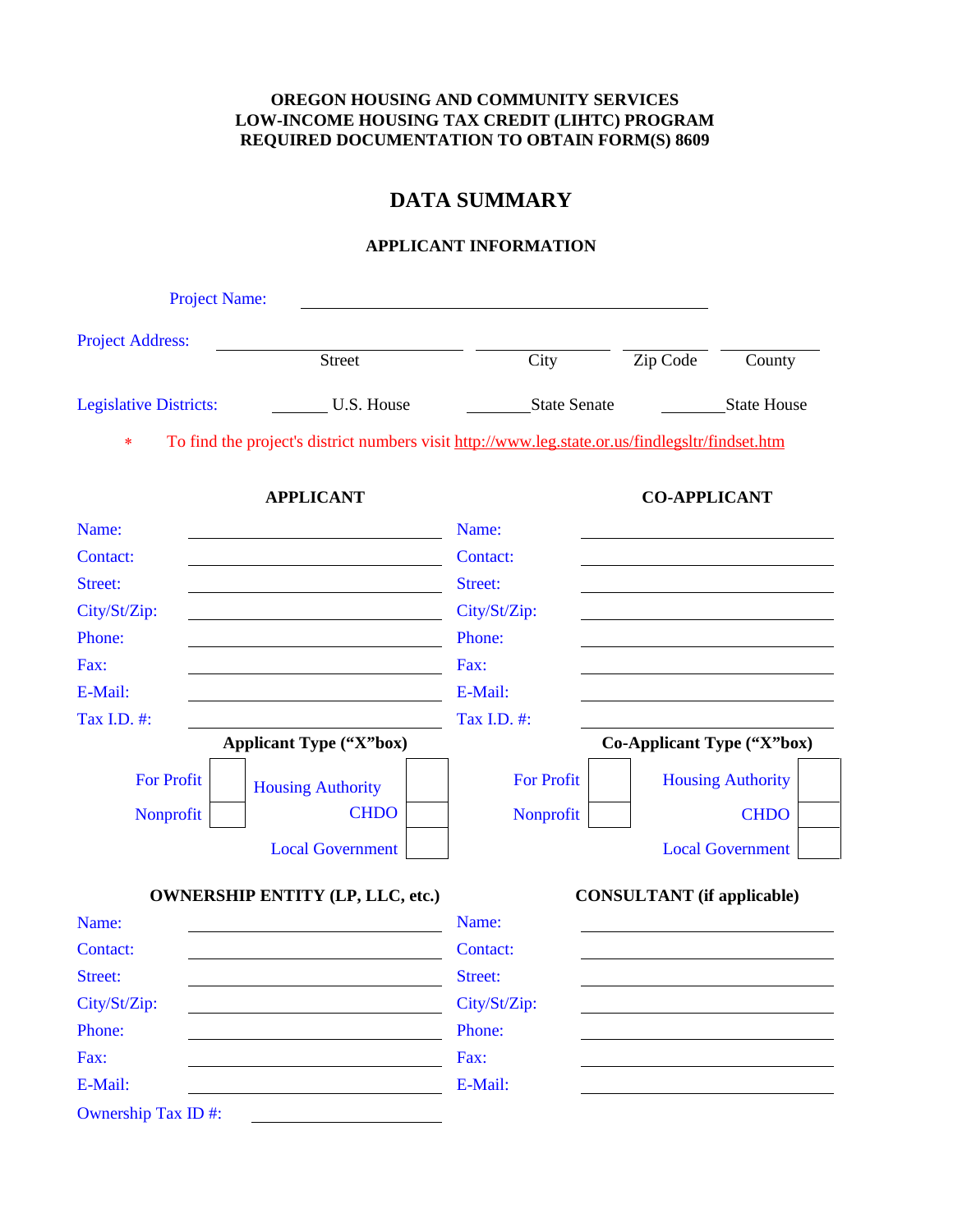**OREGON HOUSING AND COMMUNITY SERVICES**
**LOW-INCOME HOUSING TAX CREDIT (LIHTC) PROGRAM**
**REQUIRED DOCUMENTATION TO OBTAIN FORM(S) 8609**

# DATA SUMMARY

### APPLICANT INFORMATION

Project Name: ______________________________

Project Address: ____________________ Street ____________ City ________ Zip Code ________ County

Legislative Districts: ______ U.S. House ______ State Senate ______ State House

\* To find the project's district numbers visit http://www.leg.state.or.us/findlegsltr/findset.htm

| APPLICANT | | CO-APPLICANT | |
|---|---|---|---|
| Name: | | Name: | |
| Contact: | | Contact: | |
| Street: | | Street: | |
| City/St/Zip: | | City/St/Zip: | |
| Phone: | | Phone: | |
| Fax: | | Fax: | |
| E-Mail: | | E-Mail: | |
| Tax I.D. #: | | Tax I.D. #: | |

**Applicant Type ("X"box)**

| | | | |
|---|---|---|---|
| For Profit | ☐ | Housing Authority | ☐ |
| Nonprofit | ☐ | CHDO | ☐ |
| | | Local Government | ☐ |

**Co-Applicant Type ("X"box)**

| | | | |
|---|---|---|---|
| For Profit | ☐ | Housing Authority | ☐ |
| Nonprofit | ☐ | CHDO | ☐ |
| | | Local Government | ☐ |

| OWNERSHIP ENTITY (LP, LLC, etc.) | | CONSULTANT (if applicable) | |
|---|---|---|---|
| Name: | | Name: | |
| Contact: | | Contact: | |
| Street: | | Street: | |
| City/St/Zip: | | City/St/Zip: | |
| Phone: | | Phone: | |
| Fax: | | Fax: | |
| E-Mail: | | E-Mail: | |
| Ownership Tax ID #: | | | |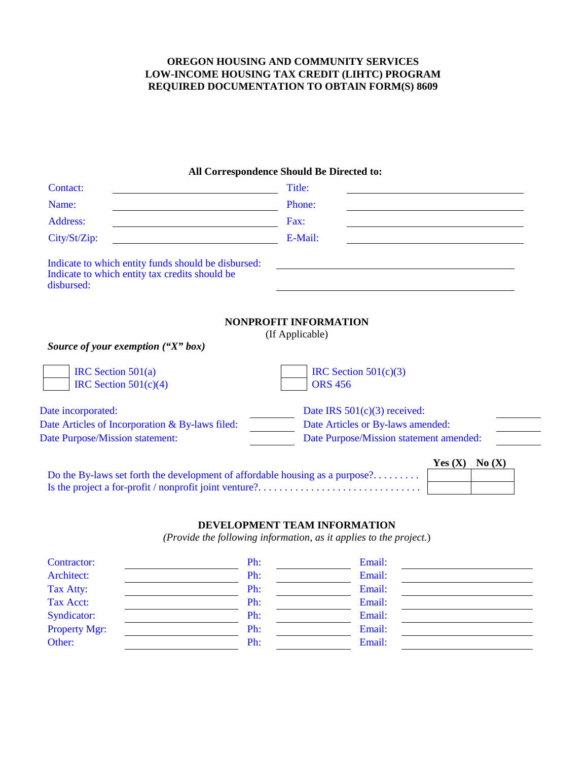**OREGON HOUSING AND COMMUNITY SERVICES**
**LOW-INCOME HOUSING TAX CREDIT (LIHTC) PROGRAM**
**REQUIRED DOCUMENTATION TO OBTAIN FORM(S) 8609**

**All Correspondence Should Be Directed to:**

| | | | |
|---|---|---|---|
| Contact: | ______________________ | Title: | ______________________ |
| Name: | ______________________ | Phone: | ______________________ |
| Address: | ______________________ | Fax: | ______________________ |
| City/St/Zip: | ______________________ | E-Mail: | ______________________ |

Indicate to which entity funds should be disbursed: ______________________

Indicate to which entity tax credits should be disbursed: ______________________

## NONPROFIT INFORMATION

(If Applicable)

***Source of your exemption ("X" box)***

| | | | |
|---|---|---|---|
| ☐ | IRC Section 501(a) | ☐ | IRC Section 501(c)(3) |
| ☐ | IRC Section 501(c)(4) | ☐ | ORS 456 |

| | | | |
|---|---|---|---|
| Date incorporated: | ________ | Date IRS 501(c)(3) received: | ________ |
| Date Articles of Incorporation & By-laws filed: | ________ | Date Articles or By-laws amended: | ________ |
| Date Purpose/Mission statement: | ________ | Date Purpose/Mission statement amended: | ________ |

| | **Yes (X)** | **No (X)** |
|---|---|---|
| Do the By-laws set forth the development of affordable housing as a purpose?. . . . . . . . . | | |
| Is the project a for-profit / nonprofit joint venture?. . . . . . . . . . . . . . . . . . . . . . . . . . . . . . | | |

## DEVELOPMENT TEAM INFORMATION

*(Provide the following information, as it applies to the project.)*

| | | | | | |
|---|---|---|---|---|---|
| Contractor: | ____________ | Ph: | ____________ | Email: | ____________ |
| Architect: | ____________ | Ph: | ____________ | Email: | ____________ |
| Tax Atty: | ____________ | Ph: | ____________ | Email: | ____________ |
| Tax Acct: | ____________ | Ph: | ____________ | Email: | ____________ |
| Syndicator: | ____________ | Ph: | ____________ | Email: | ____________ |
| Property Mgr: | ____________ | Ph: | ____________ | Email: | ____________ |
| Other: | ____________ | Ph: | ____________ | Email: | ____________ |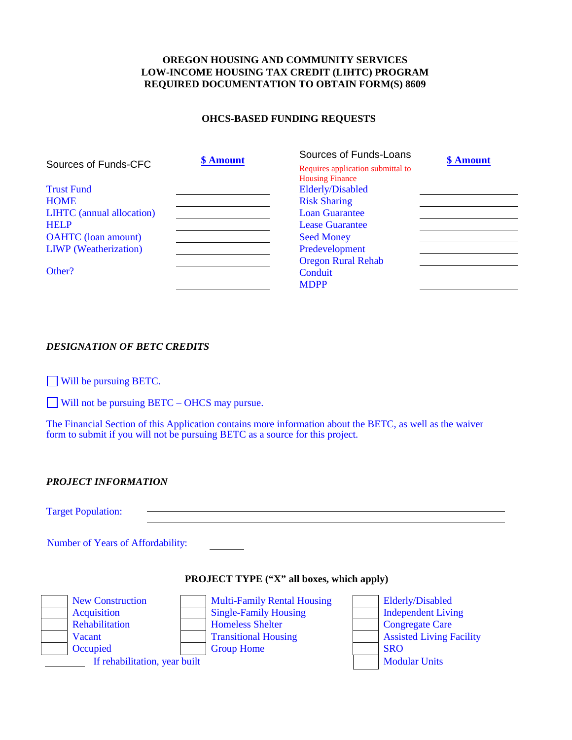**OREGON HOUSING AND COMMUNITY SERVICES**
**LOW-INCOME HOUSING TAX CREDIT (LIHTC) PROGRAM**
**REQUIRED DOCUMENTATION TO OBTAIN FORM(S) 8609**

## OHCS-BASED FUNDING REQUESTS

| Sources of Funds-CFC | $ Amount | Sources of Funds-Loans<br>Requires application submittal to Housing Finance | $ Amount |
|---|---|---|---|
| Trust Fund | | Elderly/Disabled | |
| HOME | | Risk Sharing | |
| LIHTC (annual allocation) | | Loan Guarantee | |
| HELP | | Lease Guarantee | |
| OAHTC (loan amount) | | Seed Money | |
| LIWP (Weatherization) | | Predevelopment | |
| | | Oregon Rural Rehab | |
| Other? | | Conduit | |
| | | MDPP | |

***DESIGNATION OF BETC CREDITS***

☐ Will be pursuing BETC.

☐ Will not be pursuing BETC – OHCS may pursue.

The Financial Section of this Application contains more information about the BETC, as well as the waiver form to submit if you will not be pursuing BETC as a source for this project.

***PROJECT INFORMATION***

Target Population: ______________________________

Number of Years of Affordability: ________

**PROJECT TYPE ("X" all boxes, which apply)**

| | | | | | |
|---|---|---|---|---|---|
| ☐ | New Construction | ☐ | Multi-Family Rental Housing | ☐ | Elderly/Disabled |
| ☐ | Acquisition | ☐ | Single-Family Housing | ☐ | Independent Living |
| ☐ | Rehabilitation | ☐ | Homeless Shelter | ☐ | Congregate Care |
| ☐ | Vacant | ☐ | Transitional Housing | ☐ | Assisted Living Facility |
| ☐ | Occupied | ☐ | Group Home | ☐ | SRO |
| ________ | If rehabilitation, year built | | | ☐ | Modular Units |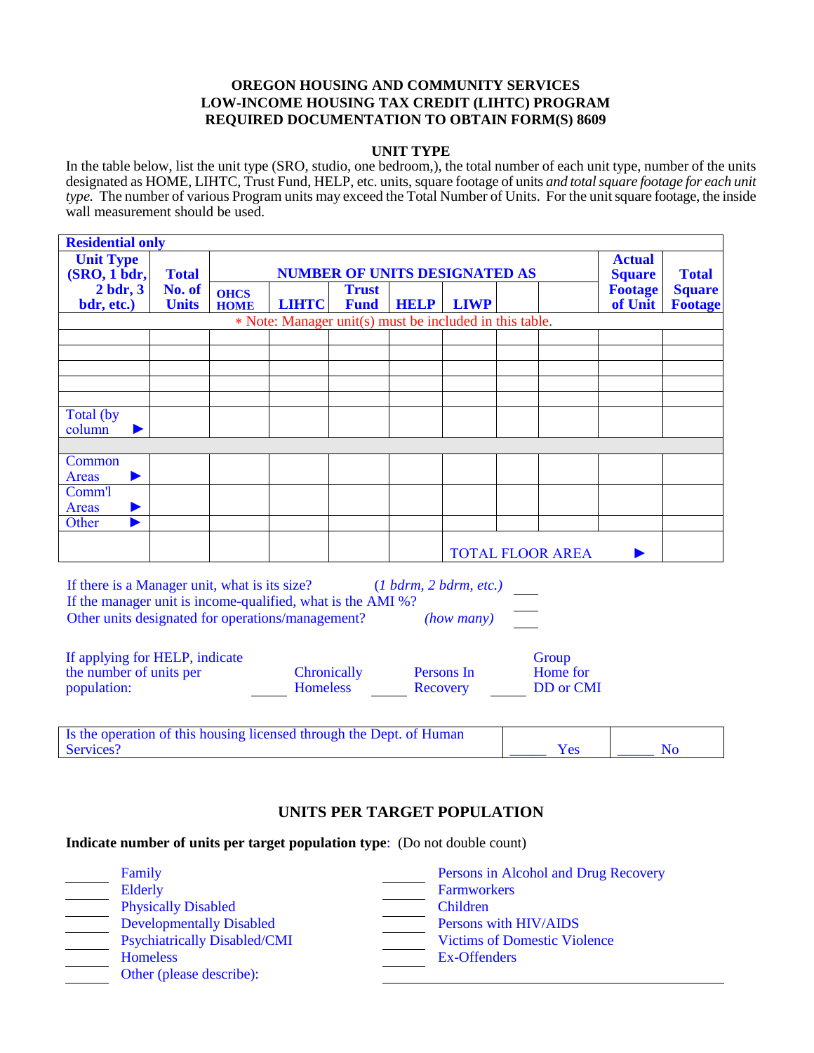**OREGON HOUSING AND COMMUNITY SERVICES**
**LOW-INCOME HOUSING TAX CREDIT (LIHTC) PROGRAM**
**REQUIRED DOCUMENTATION TO OBTAIN FORM(S) 8609**

**UNIT TYPE**

In the table below, list the unit type (SRO, studio, one bedroom,), the total number of each unit type, number of the units designated as HOME, LIHTC, Trust Fund, HELP, etc. units, square footage of units *and total square footage for each unit type.* The number of various Program units may exceed the Total Number of Units. For the unit square footage, the inside wall measurement should be used.

| **Residential only** | | | | | | | | | | |
|---|---|---|---|---|---|---|---|---|---|---|
| **Unit Type (SRO, 1 bdr, 2 bdr, 3 bdr, etc.)** | **Total No. of Units** | **NUMBER OF UNITS DESIGNATED AS** | | | | | | | **Actual Square Footage of Unit** | **Total Square Footage** |
| | | **OHCS HOME** | **LIHTC** | **Trust Fund** | **HELP** | **LIWP** | | | | |
| * Note: Manager unit(s) must be included in this table. | | | | | | | | | | |
| | | | | | | | | | | |
| | | | | | | | | | | |
| | | | | | | | | | | |
| | | | | | | | | | | |
| | | | | | | | | | | |
| Total (by column ► | | | | | | | | | | |
| | | | | | | | | | | |
| Common Areas ► | | | | | | | | | | |
| Comm'l Areas ► | | | | | | | | | | |
| Other ► | | | | | | | | | | |
| | | | | | TOTAL FLOOR AREA ► | | | | | |

If there is a Manager unit, what is its size? *(1 bdrm, 2 bdrm, etc.)* ___
If the manager unit is income-qualified, what is the AMI %? ___
Other units designated for operations/management? *(how many)* ___

If applying for HELP, indicate the number of units per population: _____ Chronically Homeless _____ Persons In Recovery _____ Group Home for DD or CMI

| Is the operation of this housing licensed through the Dept. of Human Services? | _____ Yes | _____ No |
|---|---|---|

**UNITS PER TARGET POPULATION**

**Indicate number of units per target population type**: (Do not double count)

_____ Family
_____ Elderly
_____ Physically Disabled
_____ Developmentally Disabled
_____ Psychiatrically Disabled/CMI
_____ Homeless
_____ Other (please describe): ______________________________

_____ Persons in Alcohol and Drug Recovery
_____ Farmworkers
_____ Children
_____ Persons with HIV/AIDS
_____ Victims of Domestic Violence
_____ Ex-Offenders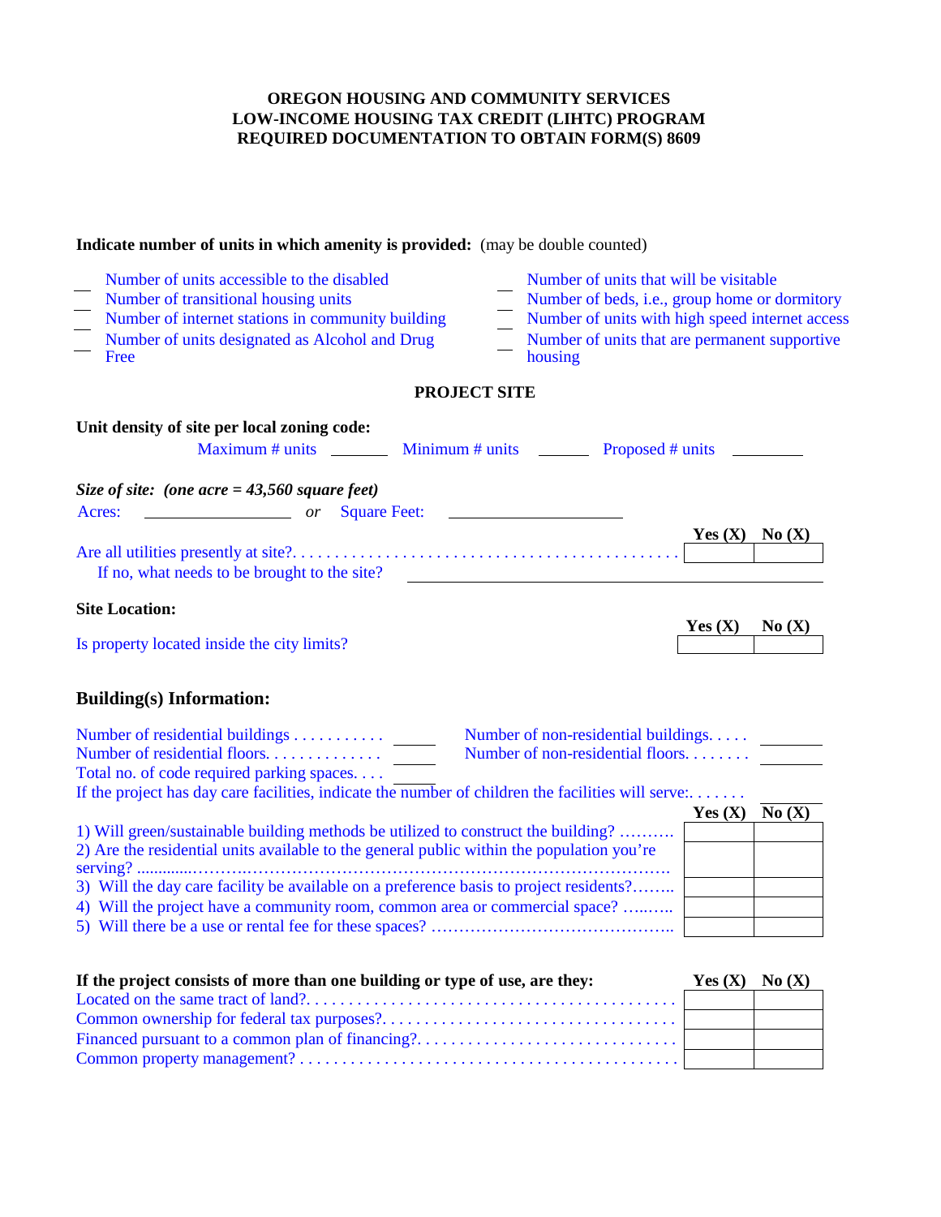**OREGON HOUSING AND COMMUNITY SERVICES**
**LOW-INCOME HOUSING TAX CREDIT (LIHTC) PROGRAM**
**REQUIRED DOCUMENTATION TO OBTAIN FORM(S) 8609**

**Indicate number of units in which amenity is provided:** (may be double counted)

___ Number of units accessible to the disabled
___ Number of transitional housing units
___ Number of internet stations in community building
___ Number of units designated as Alcohol and Drug Free
___ Number of units that will be visitable
___ Number of beds, i.e., group home or dormitory
___ Number of units with high speed internet access
___ Number of units that are permanent supportive housing

## PROJECT SITE

**Unit density of site per local zoning code:**

Maximum # units ______ Minimum # units ______ Proposed # units ________

***Size of site:** (one acre = 43,560 square feet)*

Acres: ________________ *or* Square Feet: ___________________

| | Yes (X) | No (X) |
|---|---|---|
| Are all utilities presently at site?. . . . . . . . . . . . . . . . . . . . . . . . . . . . . . . . . . . . . . . . . . . . . . . | | |

If no, what needs to be brought to the site? ________________________________

**Site Location:**

| | Yes (X) | No (X) |
|---|---|---|
| Is property located inside the city limits? | | |

### Building(s) Information:

Number of residential buildings . . . . . . . . . . . ______ Number of non-residential buildings. . . . . ______
Number of residential floors. . . . . . . . . . . . . . ______ Number of non-residential floors. . . . . . . . ______
Total no. of code required parking spaces. . . . ______
If the project has day care facilities, indicate the number of children the facilities will serve:. . . . . . . ______

| | Yes (X) | No (X) |
|---|---|---|
| 1) Will green/sustainable building methods be utilized to construct the building? ………. | | |
| 2) Are the residential units available to the general public within the population you're serving? ………………………………………………………………………… | | |
| 3) Will the day care facility be available on a preference basis to project residents?…….. | | |
| 4) Will the project have a community room, common area or commercial space? …..….. | | |
| 5) Will there be a use or rental fee for these spaces? …………………………………….. | | |

| **If the project consists of more than one building or type of use, are they:** | **Yes (X)** | **No (X)** |
|---|---|---|
| Located on the same tract of land?. . . . . . . . . . . . . . . . . . . . . . . . . . . . . . . . . . . . . . . . . . . . | | |
| Common ownership for federal tax purposes?. . . . . . . . . . . . . . . . . . . . . . . . . . . . . . . . . . . . | | |
| Financed pursuant to a common plan of financing?. . . . . . . . . . . . . . . . . . . . . . . . . . . . . . . . | | |
| Common property management? . . . . . . . . . . . . . . . . . . . . . . . . . . . . . . . . . . . . . . . . . . . . . | | |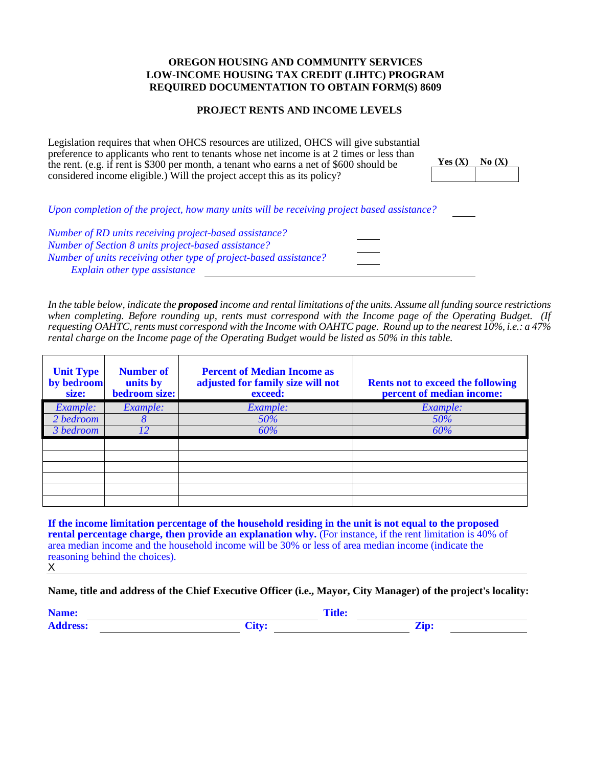**OREGON HOUSING AND COMMUNITY SERVICES**
**LOW-INCOME HOUSING TAX CREDIT (LIHTC) PROGRAM**
**REQUIRED DOCUMENTATION TO OBTAIN FORM(S) 8609**

**PROJECT RENTS AND INCOME LEVELS**

Legislation requires that when OHCS resources are utilized, OHCS will give substantial preference to applicants who rent to tenants whose net income is at 2 times or less than the rent. (e.g. if rent is $300 per month, a tenant who earns a net of $600 should be considered income eligible.) Will the project accept this as its policy?

| Yes (X) | No (X) |
|---|---|
| | |

*Upon completion of the project, how many units will be receiving project based assistance?* ____

*Number of RD units receiving project-based assistance?* ____
*Number of Section 8 units project-based assistance?* ____
*Number of units receiving other type of project-based assistance?* ____
*Explain other type assistance* ____________________

*In the table below, indicate the* ***proposed*** *income and rental limitations of the units. Assume all funding source restrictions when completing. Before rounding up, rents must correspond with the Income page of the Operating Budget. (If requesting OAHTC, rents must correspond with the Income with OAHTC page. Round up to the nearest 10%, i.e.: a 47% rental charge on the Income page of the Operating Budget would be listed as 50% in this table.*

| Unit Type by bedroom size: | Number of units by bedroom size: | Percent of Median Income as adjusted for family size will not exceed: | Rents not to exceed the following percent of median income: |
|---|---|---|---|
| *Example:* | *Example:* | *Example:* | *Example:* |
| *2 bedroom* | *8* | *50%* | *50%* |
| *3 bedroom* | *12* | *60%* | *60%* |
| | | | |
| | | | |
| | | | |
| | | | |
| | | | |
| | | | |

**If the income limitation percentage of the household residing in the unit is not equal to the proposed rental percentage charge, then provide an explanation why.** (For instance, if the rent limitation is 40% of area median income and the household income will be 30% or less of area median income (indicate the reasoning behind the choices).

X

**Name, title and address of the Chief Executive Officer (i.e., Mayor, City Manager) of the project's locality:**

**Name:** ____________________ **Title:** ____________________
**Address:** ____________________ **City:** ____________________ **Zip:** ____________________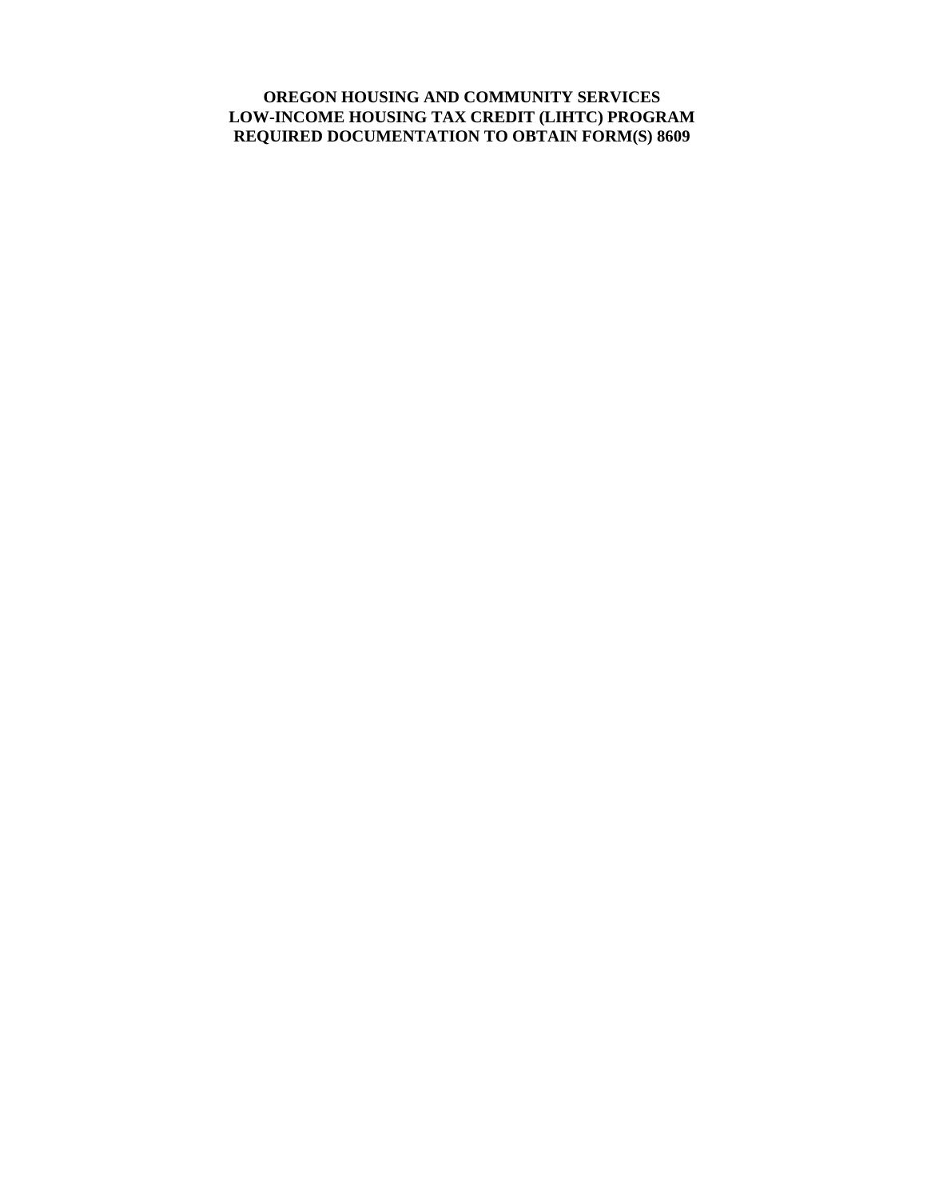**OREGON HOUSING AND COMMUNITY SERVICES**
**LOW-INCOME HOUSING TAX CREDIT (LIHTC) PROGRAM**
**REQUIRED DOCUMENTATION TO OBTAIN FORM(S) 8609**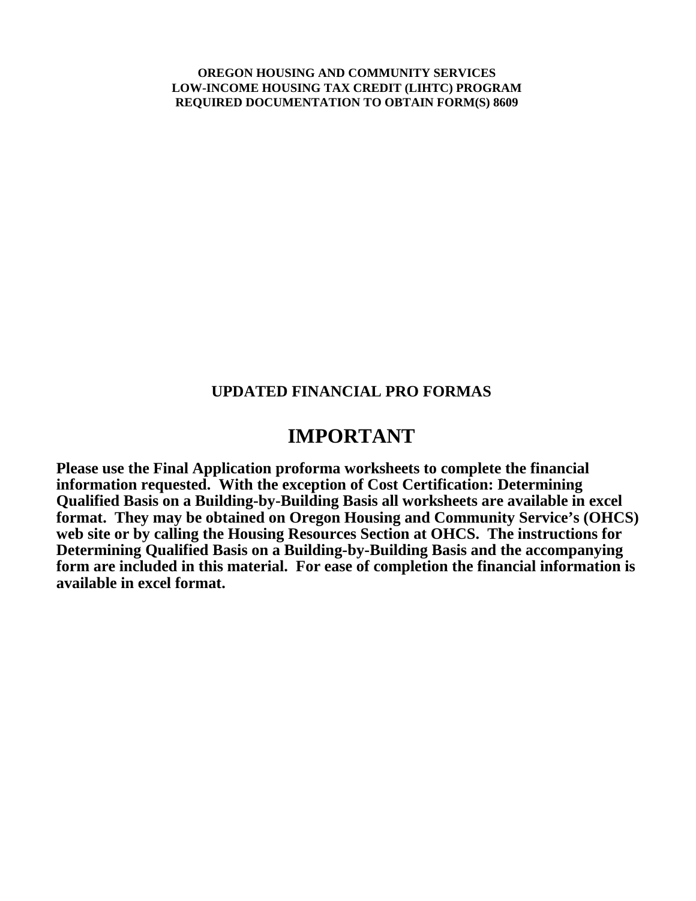**OREGON HOUSING AND COMMUNITY SERVICES**
**LOW-INCOME HOUSING TAX CREDIT (LIHTC) PROGRAM**
**REQUIRED DOCUMENTATION TO OBTAIN FORM(S) 8609**

## UPDATED FINANCIAL PRO FORMAS

# IMPORTANT

**Please use the Final Application proforma worksheets to complete the financial information requested. With the exception of Cost Certification: Determining Qualified Basis on a Building-by-Building Basis all worksheets are available in excel format. They may be obtained on Oregon Housing and Community Service's (OHCS) web site or by calling the Housing Resources Section at OHCS. The instructions for Determining Qualified Basis on a Building-by-Building Basis and the accompanying form are included in this material. For ease of completion the financial information is available in excel format.**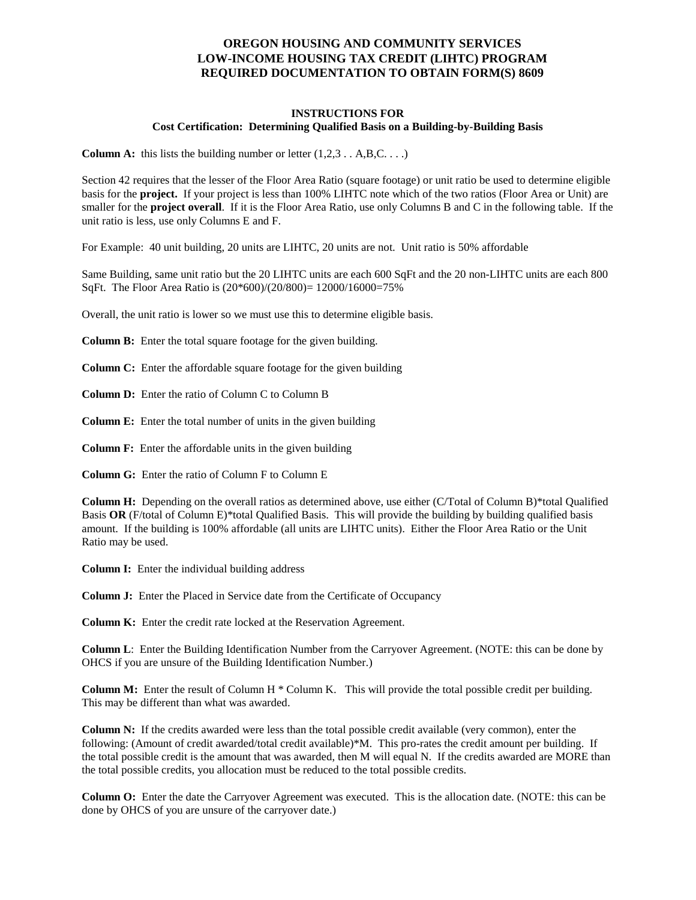# OREGON HOUSING AND COMMUNITY SERVICES
# LOW-INCOME HOUSING TAX CREDIT (LIHTC) PROGRAM
# REQUIRED DOCUMENTATION TO OBTAIN FORM(S) 8609

## INSTRUCTIONS FOR
## Cost Certification: Determining Qualified Basis on a Building-by-Building Basis

**Column A:** this lists the building number or letter (1,2,3 . . A,B,C. . . .)

Section 42 requires that the lesser of the Floor Area Ratio (square footage) or unit ratio be used to determine eligible basis for the **project.** If your project is less than 100% LIHTC note which of the two ratios (Floor Area or Unit) are smaller for the **project overall**. If it is the Floor Area Ratio, use only Columns B and C in the following table. If the unit ratio is less, use only Columns E and F.

For Example: 40 unit building, 20 units are LIHTC, 20 units are not. Unit ratio is 50% affordable

Same Building, same unit ratio but the 20 LIHTC units are each 600 SqFt and the 20 non-LIHTC units are each 800 SqFt. The Floor Area Ratio is (20*600)/(20/800)= 12000/16000=75%

Overall, the unit ratio is lower so we must use this to determine eligible basis.

**Column B:** Enter the total square footage for the given building.

**Column C:** Enter the affordable square footage for the given building

**Column D:** Enter the ratio of Column C to Column B

**Column E:** Enter the total number of units in the given building

**Column F:** Enter the affordable units in the given building

**Column G:** Enter the ratio of Column F to Column E

**Column H:** Depending on the overall ratios as determined above, use either (C/Total of Column B)*total Qualified Basis **OR** (F/total of Column E)*total Qualified Basis. This will provide the building by building qualified basis amount. If the building is 100% affordable (all units are LIHTC units). Either the Floor Area Ratio or the Unit Ratio may be used.

**Column I:** Enter the individual building address

**Column J:** Enter the Placed in Service date from the Certificate of Occupancy

**Column K:** Enter the credit rate locked at the Reservation Agreement.

**Column L**: Enter the Building Identification Number from the Carryover Agreement. (NOTE: this can be done by OHCS if you are unsure of the Building Identification Number.)

**Column M:** Enter the result of Column H * Column K. This will provide the total possible credit per building. This may be different than what was awarded.

**Column N:** If the credits awarded were less than the total possible credit available (very common), enter the following: (Amount of credit awarded/total credit available)*M. This pro-rates the credit amount per building. If the total possible credit is the amount that was awarded, then M will equal N. If the credits awarded are MORE than the total possible credits, you allocation must be reduced to the total possible credits.

**Column O:** Enter the date the Carryover Agreement was executed. This is the allocation date. (NOTE: this can be done by OHCS of you are unsure of the carryover date.)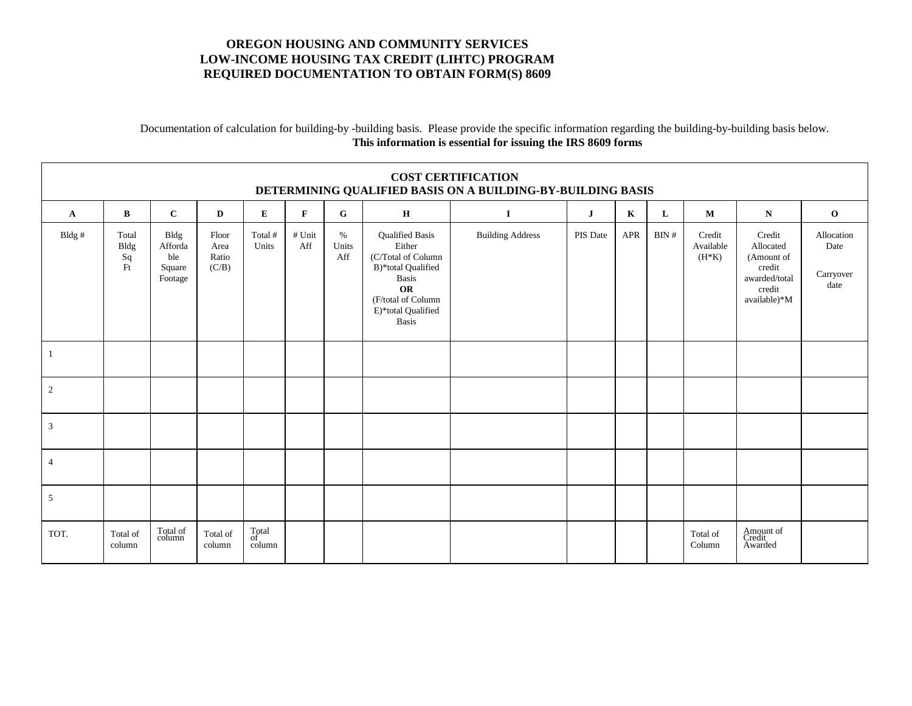**OREGON HOUSING AND COMMUNITY SERVICES**
**LOW-INCOME HOUSING TAX CREDIT (LIHTC) PROGRAM**
**REQUIRED DOCUMENTATION TO OBTAIN FORM(S) 8609**

Documentation of calculation for building-by -building basis. Please provide the specific information regarding the building-by-building basis below.
**This information is essential for issuing the IRS 8609 forms**

| **COST CERTIFICATION DETERMINING QUALIFIED BASIS ON A BUILDING-BY-BUILDING BASIS** | | | | | | | | | | | | | | |
|---|---|---|---|---|---|---|---|---|---|---|---|---|---|---|
| **A** | **B** | **C** | **D** | **E** | **F** | **G** | **H** | **I** | **J** | **K** | **L** | **M** | **N** | **O** |
| Bldg # | Total Bldg Sq Ft | Bldg Affordable Square Footage | Floor Area Ratio (C/B) | Total # Units | # Unit Aff | % Units Aff | Qualified Basis Either (C/Total of Column B)*total Qualified Basis **OR** (F/total of Column E)*total Qualified Basis | Building Address | PIS Date | APR | BIN # | Credit Available (H*K) | Credit Allocated (Amount of credit awarded/total credit available)*M | Allocation Date<br><br>Carryover date |
| 1 | | | | | | | | | | | | | | |
| 2 | | | | | | | | | | | | | | |
| 3 | | | | | | | | | | | | | | |
| 4 | | | | | | | | | | | | | | |
| 5 | | | | | | | | | | | | | | |
| TOT. | Total of column | Total of column | Total of column | Total of column | | | | | | | | Total of Column | Amount of Credit Awarded | |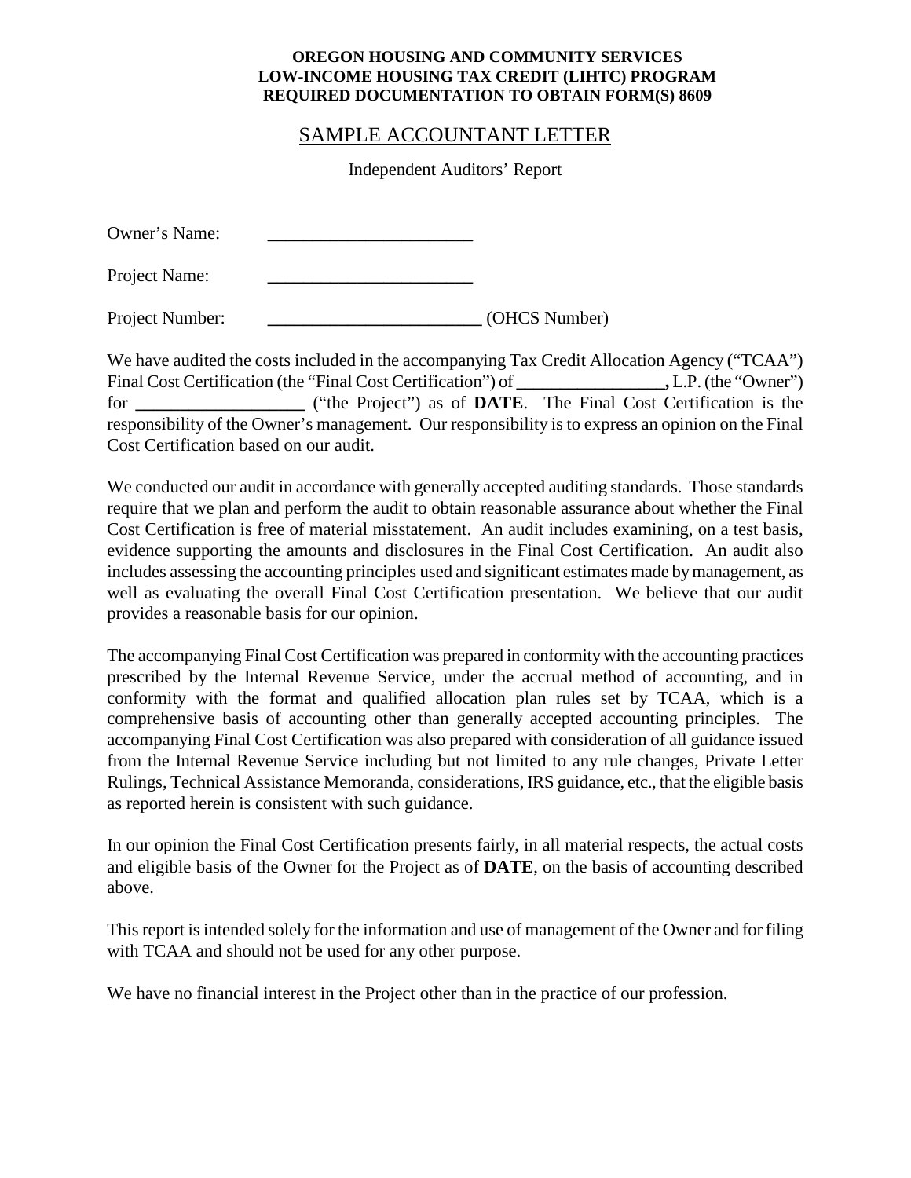**OREGON HOUSING AND COMMUNITY SERVICES**
**LOW-INCOME HOUSING TAX CREDIT (LIHTC) PROGRAM**
**REQUIRED DOCUMENTATION TO OBTAIN FORM(S) 8609**

## SAMPLE ACCOUNTANT LETTER

Independent Auditors' Report

Owner's Name: ______________________

Project Name: ______________________

Project Number: ______________________ (OHCS Number)

We have audited the costs included in the accompanying Tax Credit Allocation Agency ("TCAA") Final Cost Certification (the "Final Cost Certification") of ________________**,** L.P. (the "Owner") for __________________ ("the Project") as of **DATE**. The Final Cost Certification is the responsibility of the Owner's management. Our responsibility is to express an opinion on the Final Cost Certification based on our audit.

We conducted our audit in accordance with generally accepted auditing standards. Those standards require that we plan and perform the audit to obtain reasonable assurance about whether the Final Cost Certification is free of material misstatement. An audit includes examining, on a test basis, evidence supporting the amounts and disclosures in the Final Cost Certification. An audit also includes assessing the accounting principles used and significant estimates made by management, as well as evaluating the overall Final Cost Certification presentation. We believe that our audit provides a reasonable basis for our opinion.

The accompanying Final Cost Certification was prepared in conformity with the accounting practices prescribed by the Internal Revenue Service, under the accrual method of accounting, and in conformity with the format and qualified allocation plan rules set by TCAA, which is a comprehensive basis of accounting other than generally accepted accounting principles. The accompanying Final Cost Certification was also prepared with consideration of all guidance issued from the Internal Revenue Service including but not limited to any rule changes, Private Letter Rulings, Technical Assistance Memoranda, considerations, IRS guidance, etc., that the eligible basis as reported herein is consistent with such guidance.

In our opinion the Final Cost Certification presents fairly, in all material respects, the actual costs and eligible basis of the Owner for the Project as of **DATE**, on the basis of accounting described above.

This report is intended solely for the information and use of management of the Owner and for filing with TCAA and should not be used for any other purpose.

We have no financial interest in the Project other than in the practice of our profession.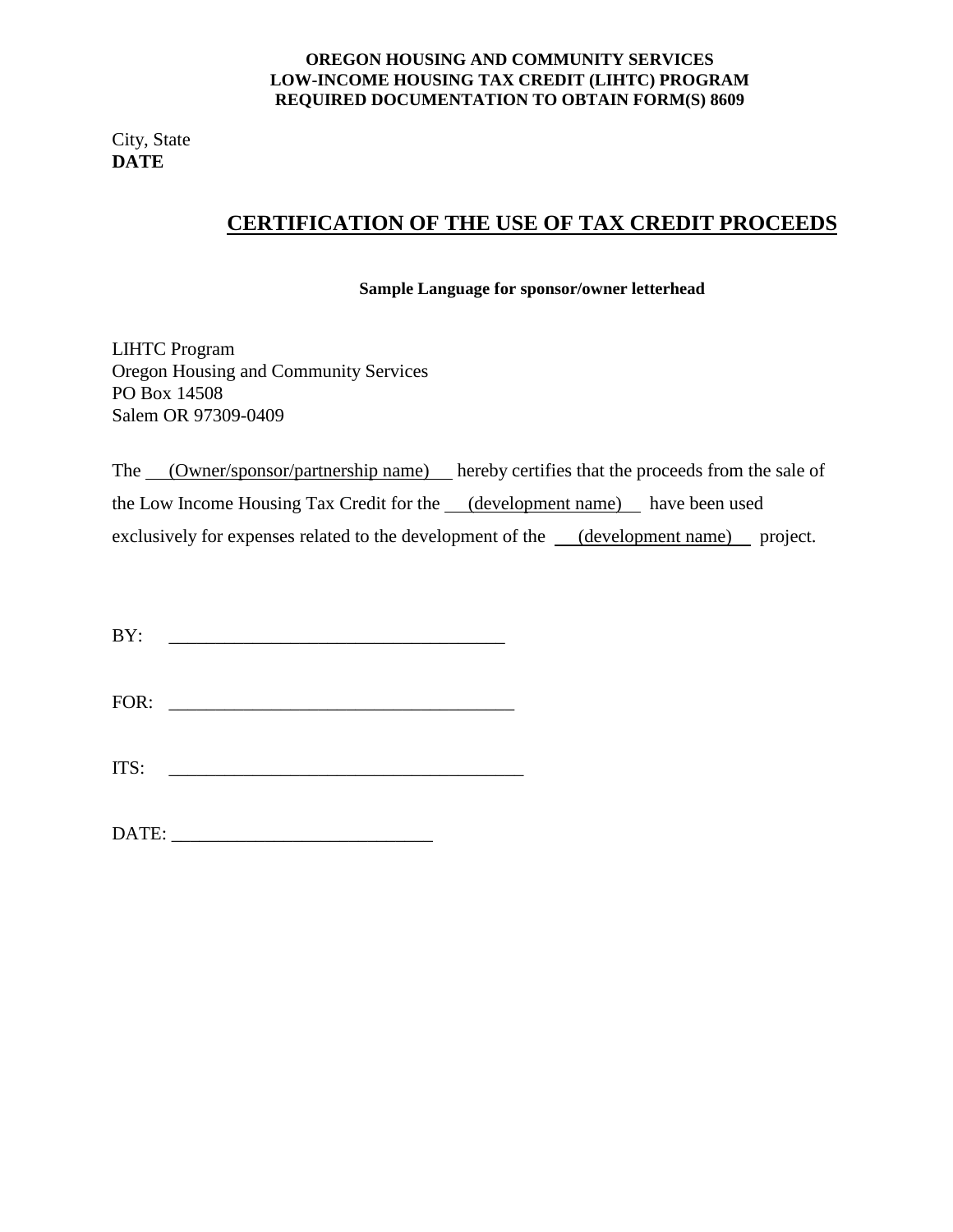**OREGON HOUSING AND COMMUNITY SERVICES**
**LOW-INCOME HOUSING TAX CREDIT (LIHTC) PROGRAM**
**REQUIRED DOCUMENTATION TO OBTAIN FORM(S) 8609**

City, State
**DATE**

# CERTIFICATION OF THE USE OF TAX CREDIT PROCEEDS

**Sample Language for sponsor/owner letterhead**

LIHTC Program
Oregon Housing and Community Services
PO Box 14508
Salem OR 97309-0409

The (Owner/sponsor/partnership name) hereby certifies that the proceeds from the sale of the Low Income Housing Tax Credit for the (development name) have been used exclusively for expenses related to the development of the (development name) project.

BY: ____________________________________

FOR: ____________________________________

ITS: ____________________________________

DATE: ___________________________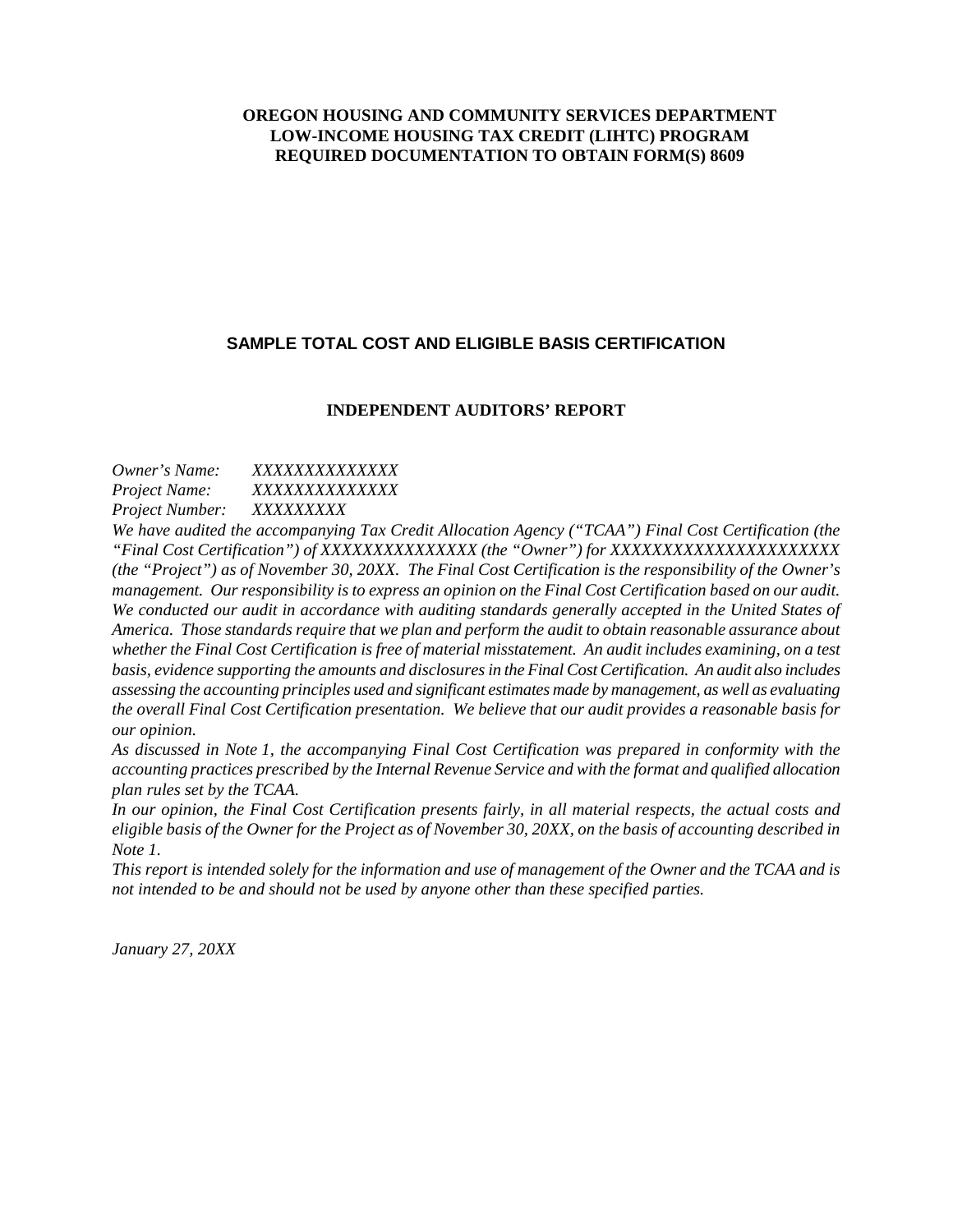**OREGON HOUSING AND COMMUNITY SERVICES DEPARTMENT**
**LOW-INCOME HOUSING TAX CREDIT (LIHTC) PROGRAM**
**REQUIRED DOCUMENTATION TO OBTAIN FORM(S) 8609**

## SAMPLE TOTAL COST AND ELIGIBLE BASIS CERTIFICATION

### INDEPENDENT AUDITORS' REPORT

*Owner's Name: XXXXXXXXXXXXXX*
*Project Name: XXXXXXXXXXXXXX*
*Project Number: XXXXXXXXX*

*We have audited the accompanying Tax Credit Allocation Agency ("TCAA") Final Cost Certification (the "Final Cost Certification") of XXXXXXXXXXXXXXX (the "Owner") for XXXXXXXXXXXXXXXXXXXXXX (the "Project") as of November 30, 20XX. The Final Cost Certification is the responsibility of the Owner's management. Our responsibility is to express an opinion on the Final Cost Certification based on our audit. We conducted our audit in accordance with auditing standards generally accepted in the United States of America. Those standards require that we plan and perform the audit to obtain reasonable assurance about whether the Final Cost Certification is free of material misstatement. An audit includes examining, on a test basis, evidence supporting the amounts and disclosures in the Final Cost Certification. An audit also includes assessing the accounting principles used and significant estimates made by management, as well as evaluating the overall Final Cost Certification presentation. We believe that our audit provides a reasonable basis for our opinion.*

*As discussed in Note 1, the accompanying Final Cost Certification was prepared in conformity with the accounting practices prescribed by the Internal Revenue Service and with the format and qualified allocation plan rules set by the TCAA.*

*In our opinion, the Final Cost Certification presents fairly, in all material respects, the actual costs and eligible basis of the Owner for the Project as of November 30, 20XX, on the basis of accounting described in Note 1.*

*This report is intended solely for the information and use of management of the Owner and the TCAA and is not intended to be and should not be used by anyone other than these specified parties.*

*January 27, 20XX*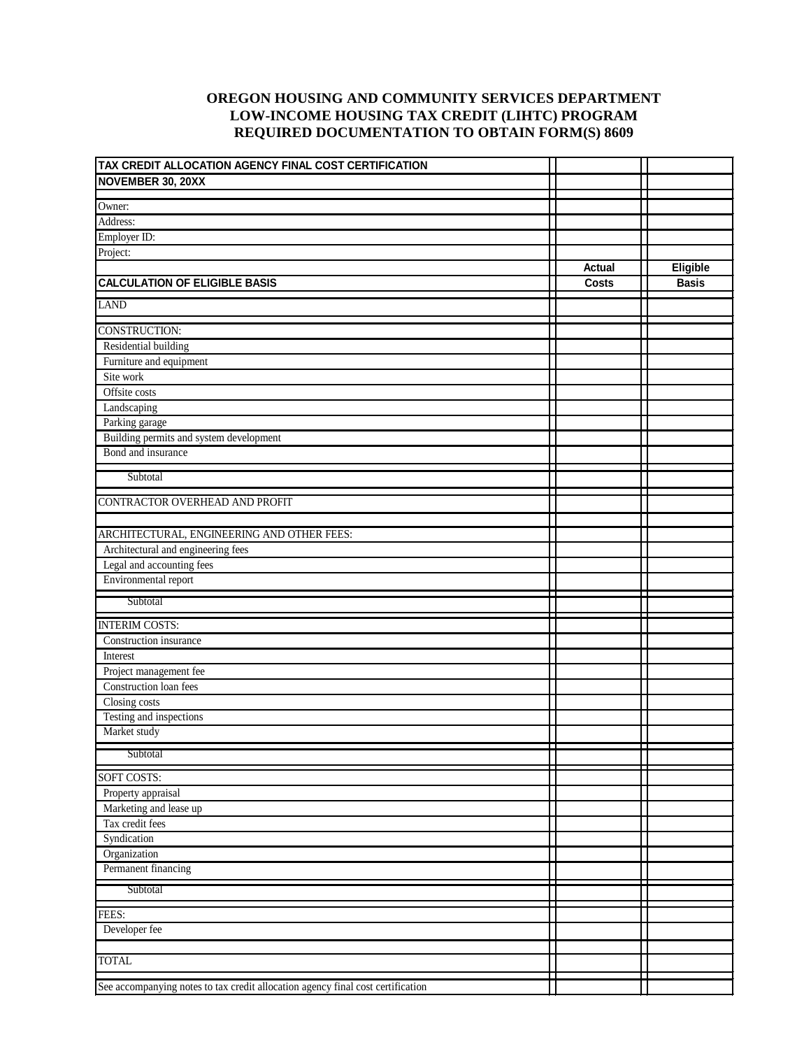# OREGON HOUSING AND COMMUNITY SERVICES DEPARTMENT
# LOW-INCOME HOUSING TAX CREDIT (LIHTC) PROGRAM
# REQUIRED DOCUMENTATION TO OBTAIN FORM(S) 8609

| **TAX CREDIT ALLOCATION AGENCY FINAL COST CERTIFICATION** | | |
|---|---|---|
| **NOVEMBER 30, 20XX** | | |
| Owner: | | |
| Address: | | |
| Employer ID: | | |
| Project: | | |
| | **Actual** | **Eligible** |
| **CALCULATION OF ELIGIBLE BASIS** | **Costs** | **Basis** |
| LAND | | |
| CONSTRUCTION: | | |
| Residential building | | |
| Furniture and equipment | | |
| Site work | | |
| Offsite costs | | |
| Landscaping | | |
| Parking garage | | |
| Building permits and system development | | |
| Bond and insurance | | |
| Subtotal | | |
| CONTRACTOR OVERHEAD AND PROFIT | | |
| ARCHITECTURAL, ENGINEERING AND OTHER FEES: | | |
| Architectural and engineering fees | | |
| Legal and accounting fees | | |
| Environmental report | | |
| Subtotal | | |
| INTERIM COSTS: | | |
| Construction insurance | | |
| Interest | | |
| Project management fee | | |
| Construction loan fees | | |
| Closing costs | | |
| Testing and inspections | | |
| Market study | | |
| Subtotal | | |
| SOFT COSTS: | | |
| Property appraisal | | |
| Marketing and lease up | | |
| Tax credit fees | | |
| Syndication | | |
| Organization | | |
| Permanent financing | | |
| Subtotal | | |
| FEES: | | |
| Developer fee | | |
| TOTAL | | |
| See accompanying notes to tax credit allocation agency final cost certification | | |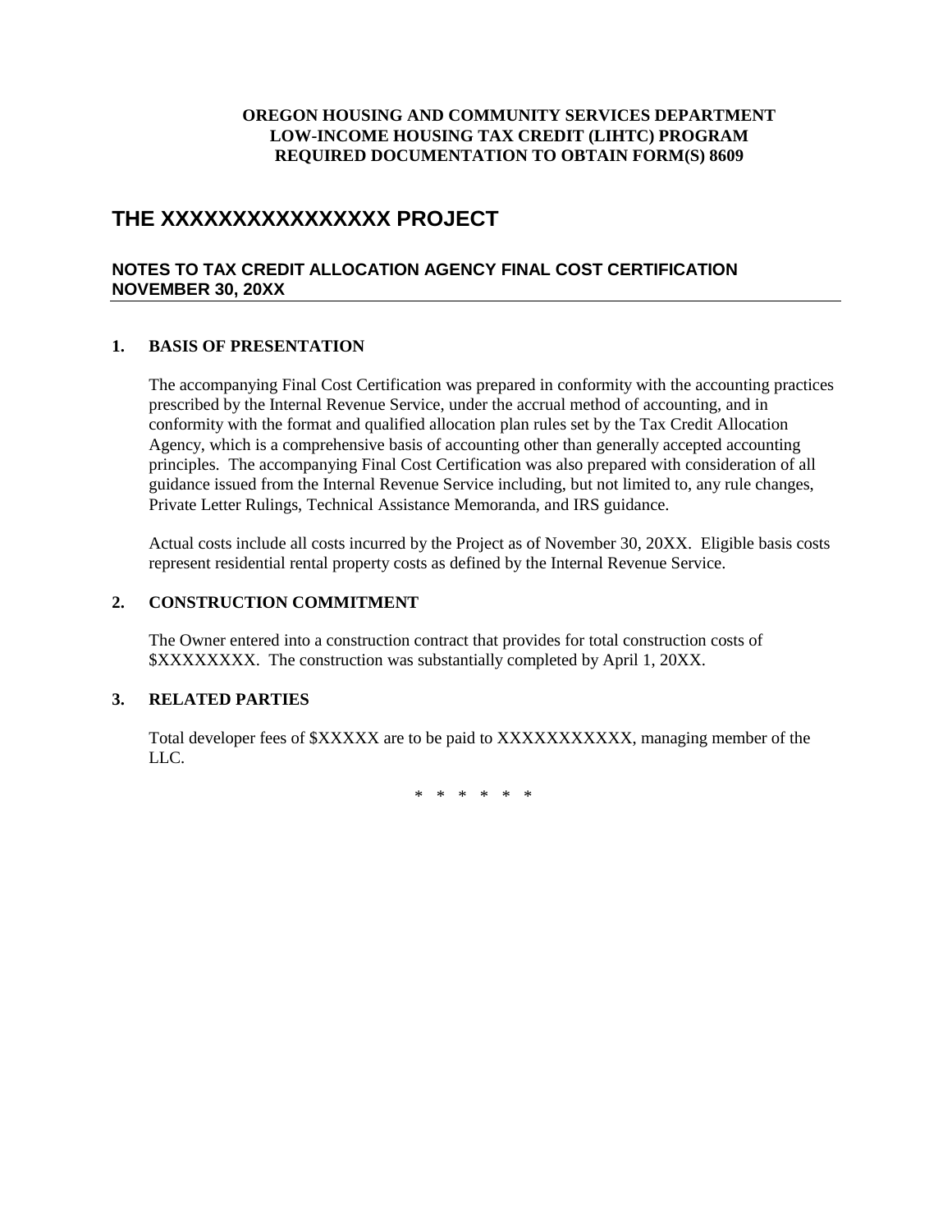**OREGON HOUSING AND COMMUNITY SERVICES DEPARTMENT**
**LOW-INCOME HOUSING TAX CREDIT (LIHTC) PROGRAM**
**REQUIRED DOCUMENTATION TO OBTAIN FORM(S) 8609**

# THE XXXXXXXXXXXXXXXX PROJECT

## NOTES TO TAX CREDIT ALLOCATION AGENCY FINAL COST CERTIFICATION NOVEMBER 30, 20XX

### 1. BASIS OF PRESENTATION

The accompanying Final Cost Certification was prepared in conformity with the accounting practices prescribed by the Internal Revenue Service, under the accrual method of accounting, and in conformity with the format and qualified allocation plan rules set by the Tax Credit Allocation Agency, which is a comprehensive basis of accounting other than generally accepted accounting principles. The accompanying Final Cost Certification was also prepared with consideration of all guidance issued from the Internal Revenue Service including, but not limited to, any rule changes, Private Letter Rulings, Technical Assistance Memoranda, and IRS guidance.

Actual costs include all costs incurred by the Project as of November 30, 20XX. Eligible basis costs represent residential rental property costs as defined by the Internal Revenue Service.

### 2. CONSTRUCTION COMMITMENT

The Owner entered into a construction contract that provides for total construction costs of $XXXXXXXX. The construction was substantially completed by April 1, 20XX.

### 3. RELATED PARTIES

Total developer fees of $XXXXX are to be paid to XXXXXXXXXXX, managing member of the LLC.

\* \* \* \* \* \*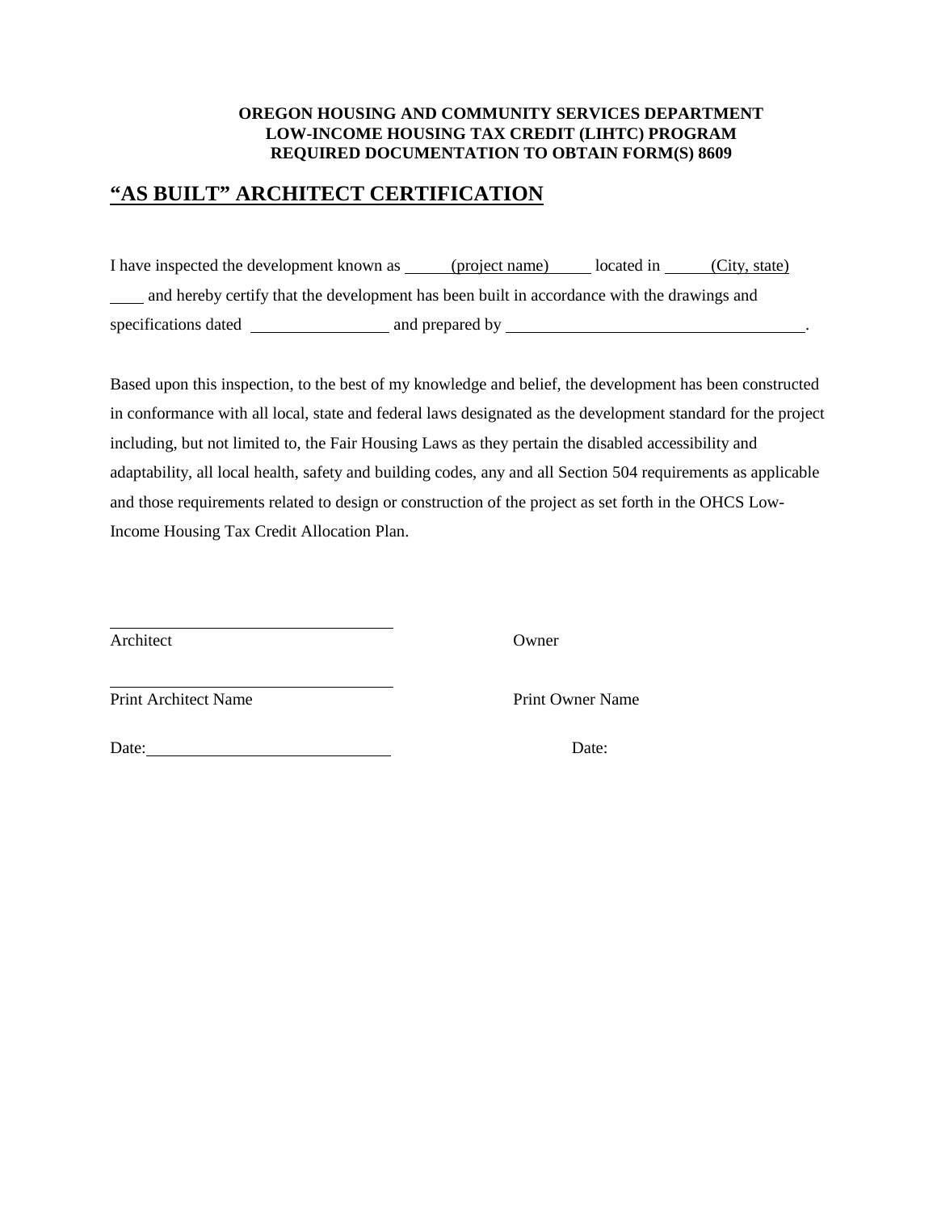**OREGON HOUSING AND COMMUNITY SERVICES DEPARTMENT**
**LOW-INCOME HOUSING TAX CREDIT (LIHTC) PROGRAM**
**REQUIRED DOCUMENTATION TO OBTAIN FORM(S) 8609**

## "AS BUILT" ARCHITECT CERTIFICATION

I have inspected the development known as ______(project name)______ located in ______(City, state) ____ and hereby certify that the development has been built in accordance with the drawings and specifications dated ________________ and prepared by ____________________________________.

Based upon this inspection, to the best of my knowledge and belief, the development has been constructed in conformance with all local, state and federal laws designated as the development standard for the project including, but not limited to, the Fair Housing Laws as they pertain the disabled accessibility and adaptability, all local health, safety and building codes, any and all Section 504 requirements as applicable and those requirements related to design or construction of the project as set forth in the OHCS Low-Income Housing Tax Credit Allocation Plan.

______________________________
Architect

Owner

______________________________
Print Architect Name

Print Owner Name

Date:____________________________

Date: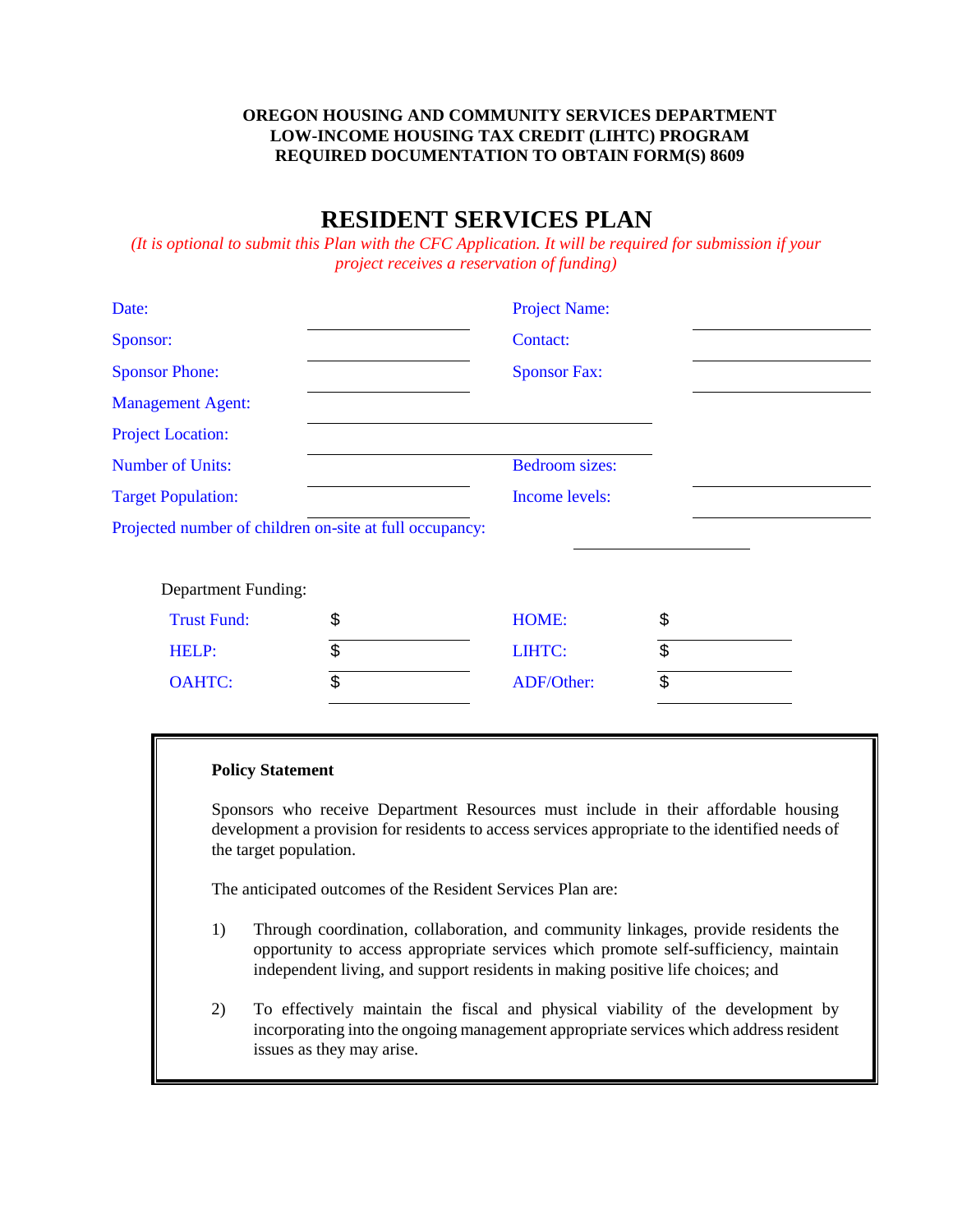**OREGON HOUSING AND COMMUNITY SERVICES DEPARTMENT**
**LOW-INCOME HOUSING TAX CREDIT (LIHTC) PROGRAM**
**REQUIRED DOCUMENTATION TO OBTAIN FORM(S) 8609**

# RESIDENT SERVICES PLAN

*(It is optional to submit this Plan with the CFC Application. It will be required for submission if your project receives a reservation of funding)*

| | | | |
|---|---|---|---|
| Date: | ______ | Project Name: | ______ |
| Sponsor: | ______ | Contact: | ______ |
| Sponsor Phone: | ______ | Sponsor Fax: | ______ |
| Management Agent: | ______ | | |
| Project Location: | ______ | | |
| Number of Units: | ______ | Bedroom sizes: | ______ |
| Target Population: | ______ | Income levels: | ______ |

Projected number of children on-site at full occupancy: ______

Department Funding:

| | | | |
|---|---|---|---|
| Trust Fund: | $ ______ | HOME: | $ ______ |
| HELP: | $ ______ | LIHTC: | $ ______ |
| OAHTC: | $ ______ | ADF/Other: | $ ______ |

**Policy Statement**

Sponsors who receive Department Resources must include in their affordable housing development a provision for residents to access services appropriate to the identified needs of the target population.

The anticipated outcomes of the Resident Services Plan are:

1) Through coordination, collaboration, and community linkages, provide residents the opportunity to access appropriate services which promote self-sufficiency, maintain independent living, and support residents in making positive life choices; and

2) To effectively maintain the fiscal and physical viability of the development by incorporating into the ongoing management appropriate services which address resident issues as they may arise.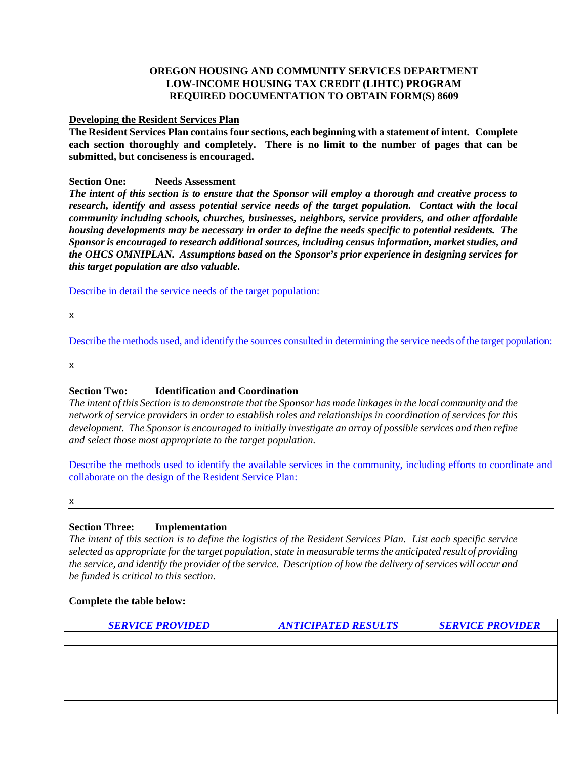**OREGON HOUSING AND COMMUNITY SERVICES DEPARTMENT**
**LOW-INCOME HOUSING TAX CREDIT (LIHTC) PROGRAM**
**REQUIRED DOCUMENTATION TO OBTAIN FORM(S) 8609**

**Developing the Resident Services Plan**

**The Resident Services Plan contains four sections, each beginning with a statement of intent. Complete each section thoroughly and completely. There is no limit to the number of pages that can be submitted, but conciseness is encouraged.**

**Section One: Needs Assessment**

***The intent of this section is to ensure that the Sponsor will employ a thorough and creative process to research, identify and assess potential service needs of the target population. Contact with the local community including schools, churches, businesses, neighbors, service providers, and other affordable housing developments may be necessary in order to define the needs specific to potential residents. The Sponsor is encouraged to research additional sources, including census information, market studies, and the OHCS OMNIPLAN. Assumptions based on the Sponsor's prior experience in designing services for this target population are also valuable.***

Describe in detail the service needs of the target population:

x

Describe the methods used, and identify the sources consulted in determining the service needs of the target population:

x

**Section Two: Identification and Coordination**

*The intent of this Section is to demonstrate that the Sponsor has made linkages in the local community and the network of service providers in order to establish roles and relationships in coordination of services for this development. The Sponsor is encouraged to initially investigate an array of possible services and then refine and select those most appropriate to the target population.*

Describe the methods used to identify the available services in the community, including efforts to coordinate and collaborate on the design of the Resident Service Plan:

x

**Section Three: Implementation**

*The intent of this section is to define the logistics of the Resident Services Plan. List each specific service selected as appropriate for the target population, state in measurable terms the anticipated result of providing the service, and identify the provider of the service. Description of how the delivery of services will occur and be funded is critical to this section.*

**Complete the table below:**

| ***SERVICE PROVIDED*** | ***ANTICIPATED RESULTS*** | ***SERVICE PROVIDER*** |
|---|---|---|
| | | |
| | | |
| | | |
| | | |
| | | |
| | | |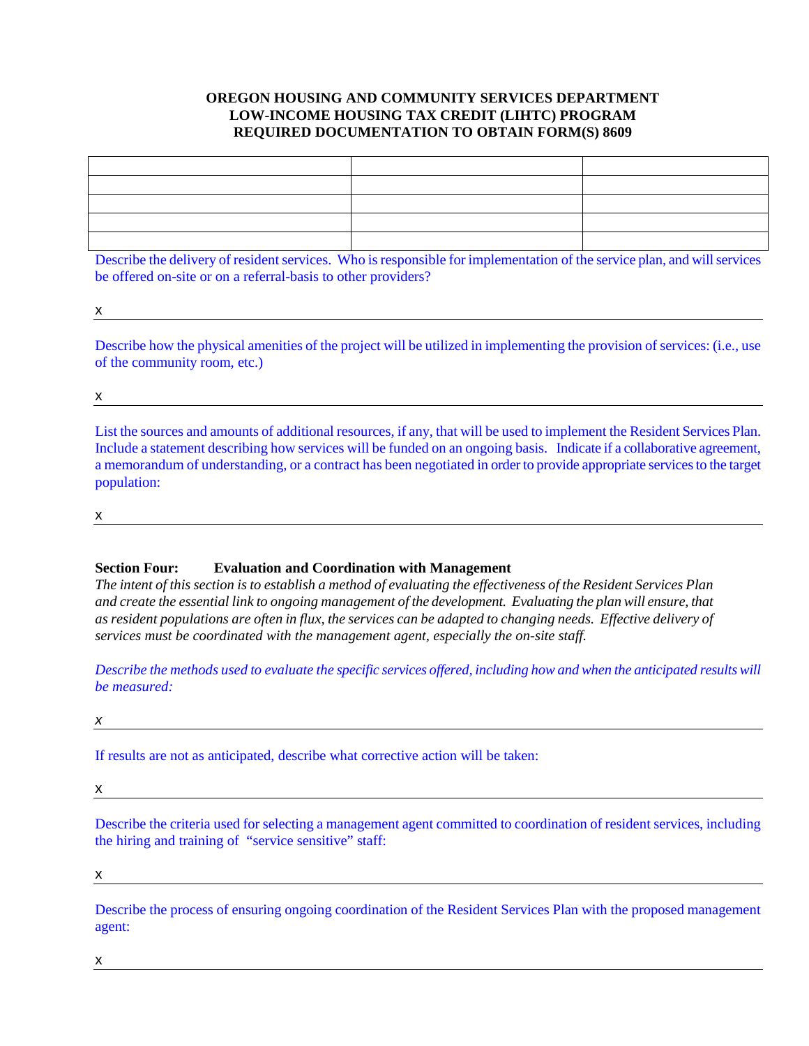**OREGON HOUSING AND COMMUNITY SERVICES DEPARTMENT**
**LOW-INCOME HOUSING TAX CREDIT (LIHTC) PROGRAM**
**REQUIRED DOCUMENTATION TO OBTAIN FORM(S) 8609**

| | | |
|---|---|---|
| | | |
| | | |
| | | |
| | | |
| | | |

Describe the delivery of resident services. Who is responsible for implementation of the service plan, and will services be offered on-site or on a referral-basis to other providers?

x

Describe how the physical amenities of the project will be utilized in implementing the provision of services: (i.e., use of the community room, etc.)

x

List the sources and amounts of additional resources, if any, that will be used to implement the Resident Services Plan. Include a statement describing how services will be funded on an ongoing basis. Indicate if a collaborative agreement, a memorandum of understanding, or a contract has been negotiated in order to provide appropriate services to the target population:

x

**Section Four: Evaluation and Coordination with Management**

*The intent of this section is to establish a method of evaluating the effectiveness of the Resident Services Plan and create the essential link to ongoing management of the development. Evaluating the plan will ensure, that as resident populations are often in flux, the services can be adapted to changing needs. Effective delivery of services must be coordinated with the management agent, especially the on-site staff.*

*Describe the methods used to evaluate the specific services offered, including how and when the anticipated results will be measured:*

*x*

If results are not as anticipated, describe what corrective action will be taken:

x

Describe the criteria used for selecting a management agent committed to coordination of resident services, including the hiring and training of "service sensitive" staff:

x

Describe the process of ensuring ongoing coordination of the Resident Services Plan with the proposed management agent:

x